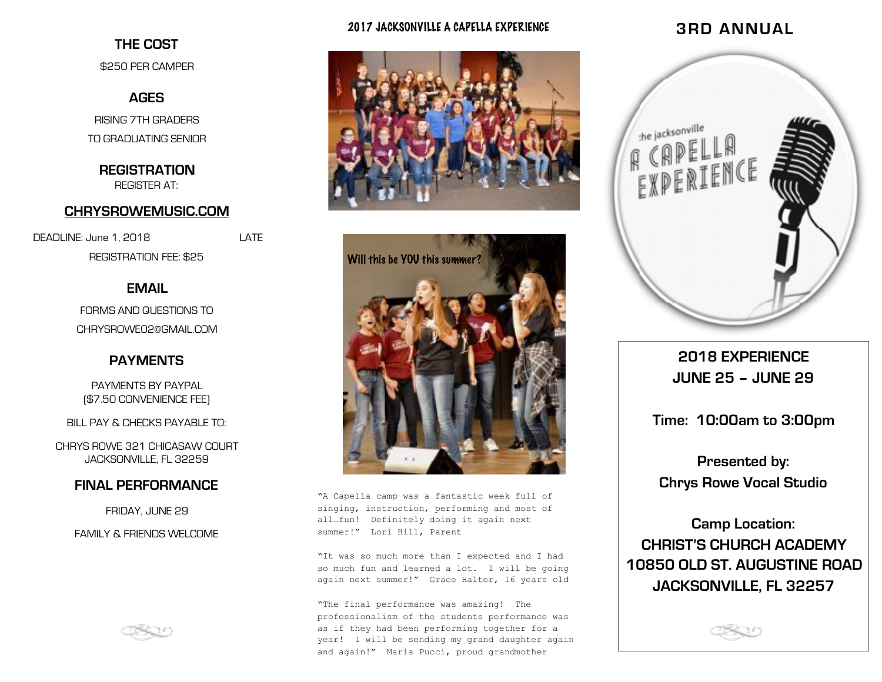## THE COST

$250 PER CAMPER

## AGES

RISING 7TH GRADERS

TO GRADUATING SENIOR

## REGISTRATION

REGISTER AT:

## CHRYSROWEMUSIC.COM

DEADLINE: June 1, 2018 LATE REGISTRATION FEE: $25

## EMAIL

FORMS AND QUESTIONS TO

CHRYSROWE02@GMAIL.COM

## PAYMENTS

PAYMENTS BY PAYPAL
($7.50 CONVENIENCE FEE)

BILL PAY & CHECKS PAYABLE TO:

CHRYS ROWE 321 CHICASAW COURT
JACKSONVILLE, FL 32259

## FINAL PERFORMANCE

FRIDAY, JUNE 29

FAMILY & FRIENDS WELCOME

2017 JACKSONVILLE A CAPELLA EXPERIENCE

Will this be YOU this summer?

"A Capella camp was a fantastic week full of singing, instruction, performing and most of all…fun! Definitely doing it again next summer!" Lori Hill, Parent

"It was so much more than I expected and I had so much fun and learned a lot. I will be going again next summer!" Grace Halter, 16 years old

"The final performance was amazing! The professionalism of the students performance was as if they had been performing together for a year! I will be sending my grand daughter again and again!" Maria Pucci, proud grandmother

# 3RD ANNUAL

the jacksonville A CAPELLA EXPERIENCE

**2018 EXPERIENCE**
**JUNE 25 – JUNE 29**

**Time: 10:00am to 3:00pm**

**Presented by:**
**Chrys Rowe Vocal Studio**

**Camp Location:**
**CHRIST'S CHURCH ACADEMY**
**10850 OLD ST. AUGUSTINE ROAD**
**JACKSONVILLE, FL 32257**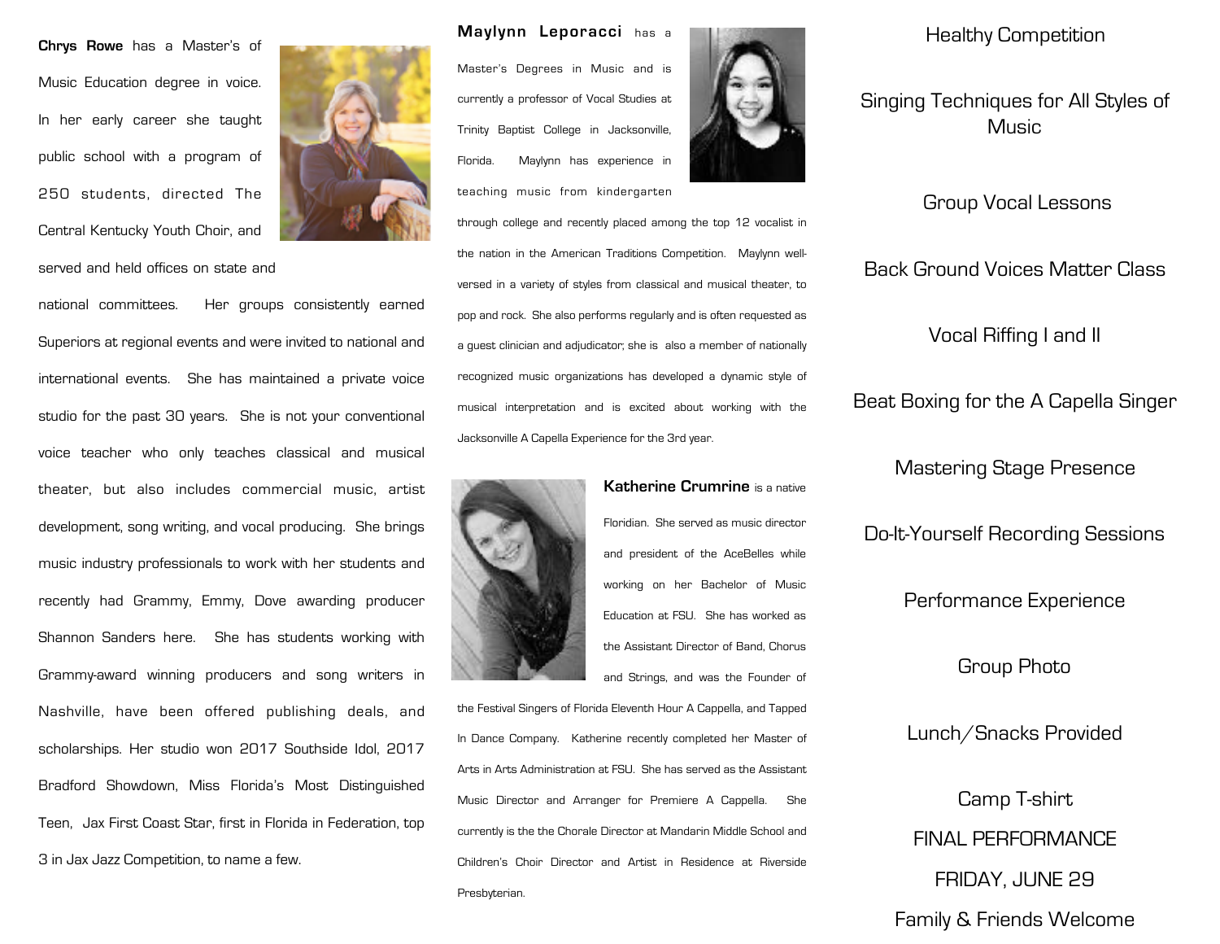**Chrys Rowe** has a Master's of Music Education degree in voice. In her early career she taught public school with a program of 250 students, directed The Central Kentucky Youth Choir, and served and held offices on state and national committees. Her groups consistently earned Superiors at regional events and were invited to national and international events. She has maintained a private voice studio for the past 30 years. She is not your conventional voice teacher who only teaches classical and musical theater, but also includes commercial music, artist development, song writing, and vocal producing. She brings music industry professionals to work with her students and recently had Grammy, Emmy, Dove awarding producer Shannon Sanders here. She has students working with Grammy-award winning producers and song writers in Nashville, have been offered publishing deals, and scholarships. Her studio won 2017 Southside Idol, 2017 Bradford Showdown, Miss Florida's Most Distinguished Teen, Jax First Coast Star, first in Florida in Federation, top 3 in Jax Jazz Competition, to name a few.

**Maylynn Leporacci** has a Master's Degrees in Music and is currently a professor of Vocal Studies at Trinity Baptist College in Jacksonville, Florida. Maylynn has experience in teaching music from kindergarten through college and recently placed among the top 12 vocalist in the nation in the American Traditions Competition. Maylynn well-versed in a variety of styles from classical and musical theater, to pop and rock. She also performs regularly and is often requested as a guest clinician and adjudicator; she is also a member of nationally recognized music organizations has developed a dynamic style of musical interpretation and is excited about working with the Jacksonville A Capella Experience for the 3rd year.

**Katherine Crumrine** is a native Floridian. She served as music director and president of the AceBelles while working on her Bachelor of Music Education at FSU. She has worked as the Assistant Director of Band, Chorus and Strings, and was the Founder of the Festival Singers of Florida Eleventh Hour A Cappella, and Tapped In Dance Company. Katherine recently completed her Master of Arts in Arts Administration at FSU. She has served as the Assistant Music Director and Arranger for Premiere A Cappella. She currently is the the Chorale Director at Mandarin Middle School and Children's Choir Director and Artist in Residence at Riverside Presbyterian.

Healthy Competition

Singing Techniques for All Styles of Music

Group Vocal Lessons

Back Ground Voices Matter Class

Vocal Riffing I and II

Beat Boxing for the A Capella Singer

Mastering Stage Presence

Do-It-Yourself Recording Sessions

Performance Experience

Group Photo

Lunch/Snacks Provided

Camp T-shirt

FINAL PERFORMANCE

FRIDAY, JUNE 29

Family & Friends Welcome